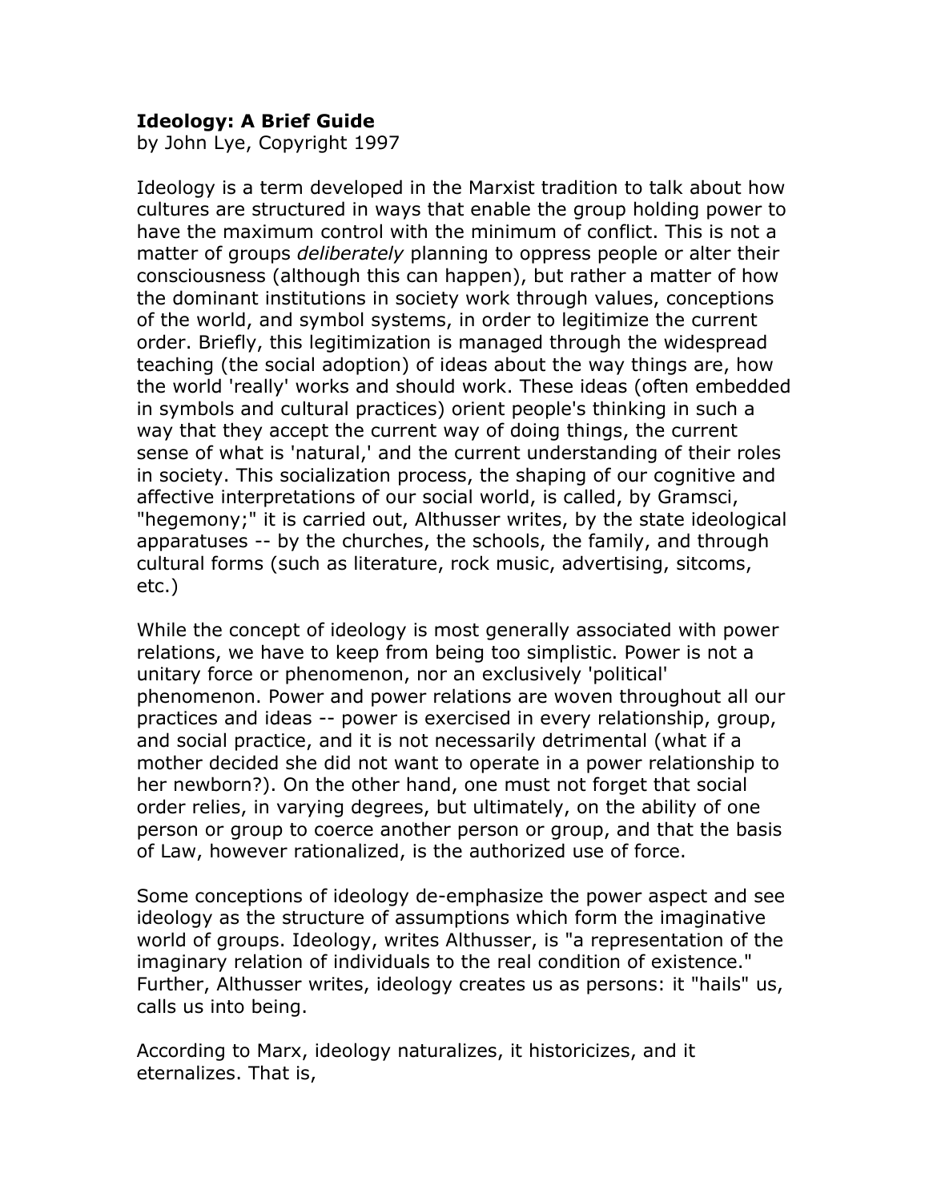**Ideology: A Brief Guide**
by John Lye, Copyright 1997

Ideology is a term developed in the Marxist tradition to talk about how cultures are structured in ways that enable the group holding power to have the maximum control with the minimum of conflict. This is not a matter of groups *deliberately* planning to oppress people or alter their consciousness (although this can happen), but rather a matter of how the dominant institutions in society work through values, conceptions of the world, and symbol systems, in order to legitimize the current order. Briefly, this legitimization is managed through the widespread teaching (the social adoption) of ideas about the way things are, how the world 'really' works and should work. These ideas (often embedded in symbols and cultural practices) orient people's thinking in such a way that they accept the current way of doing things, the current sense of what is 'natural,' and the current understanding of their roles in society. This socialization process, the shaping of our cognitive and affective interpretations of our social world, is called, by Gramsci, "hegemony;" it is carried out, Althusser writes, by the state ideological apparatuses -- by the churches, the schools, the family, and through cultural forms (such as literature, rock music, advertising, sitcoms, etc.)

While the concept of ideology is most generally associated with power relations, we have to keep from being too simplistic. Power is not a unitary force or phenomenon, nor an exclusively 'political' phenomenon. Power and power relations are woven throughout all our practices and ideas -- power is exercised in every relationship, group, and social practice, and it is not necessarily detrimental (what if a mother decided she did not want to operate in a power relationship to her newborn?). On the other hand, one must not forget that social order relies, in varying degrees, but ultimately, on the ability of one person or group to coerce another person or group, and that the basis of Law, however rationalized, is the authorized use of force.

Some conceptions of ideology de-emphasize the power aspect and see ideology as the structure of assumptions which form the imaginative world of groups. Ideology, writes Althusser, is "a representation of the imaginary relation of individuals to the real condition of existence." Further, Althusser writes, ideology creates us as persons: it "hails" us, calls us into being.

According to Marx, ideology naturalizes, it historicizes, and it eternalizes. That is,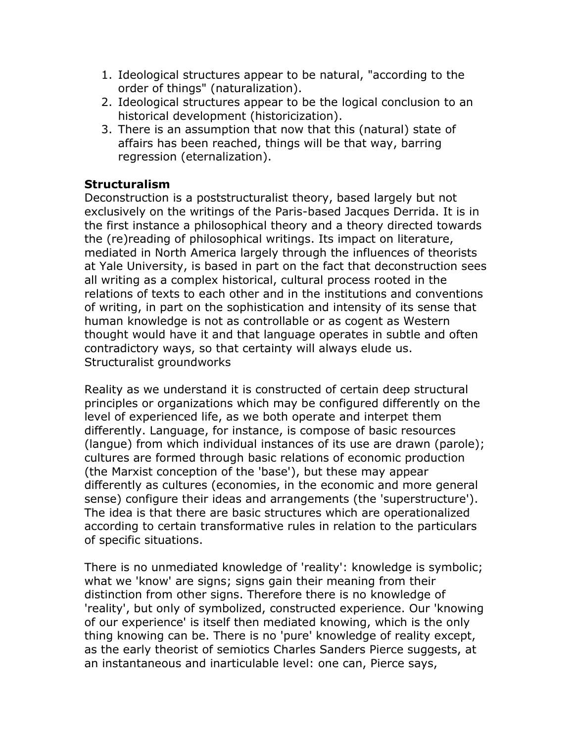1. Ideological structures appear to be natural, "according to the order of things" (naturalization).
2. Ideological structures appear to be the logical conclusion to an historical development (historicization).
3. There is an assumption that now that this (natural) state of affairs has been reached, things will be that way, barring regression (eternalization).

**Structuralism**

Deconstruction is a poststructuralist theory, based largely but not exclusively on the writings of the Paris-based Jacques Derrida. It is in the first instance a philosophical theory and a theory directed towards the (re)reading of philosophical writings. Its impact on literature, mediated in North America largely through the influences of theorists at Yale University, is based in part on the fact that deconstruction sees all writing as a complex historical, cultural process rooted in the relations of texts to each other and in the institutions and conventions of writing, in part on the sophistication and intensity of its sense that human knowledge is not as controllable or as cogent as Western thought would have it and that language operates in subtle and often contradictory ways, so that certainty will always elude us.
Structuralist groundworks

Reality as we understand it is constructed of certain deep structural principles or organizations which may be configured differently on the level of experienced life, as we both operate and interpet them differently. Language, for instance, is compose of basic resources (langue) from which individual instances of its use are drawn (parole); cultures are formed through basic relations of economic production (the Marxist conception of the 'base'), but these may appear differently as cultures (economies, in the economic and more general sense) configure their ideas and arrangements (the 'superstructure'). The idea is that there are basic structures which are operationalized according to certain transformative rules in relation to the particulars of specific situations.

There is no unmediated knowledge of 'reality': knowledge is symbolic; what we 'know' are signs; signs gain their meaning from their distinction from other signs. Therefore there is no knowledge of 'reality', but only of symbolized, constructed experience. Our 'knowing of our experience' is itself then mediated knowing, which is the only thing knowing can be. There is no 'pure' knowledge of reality except, as the early theorist of semiotics Charles Sanders Pierce suggests, at an instantaneous and inarticulable level: one can, Pierce says,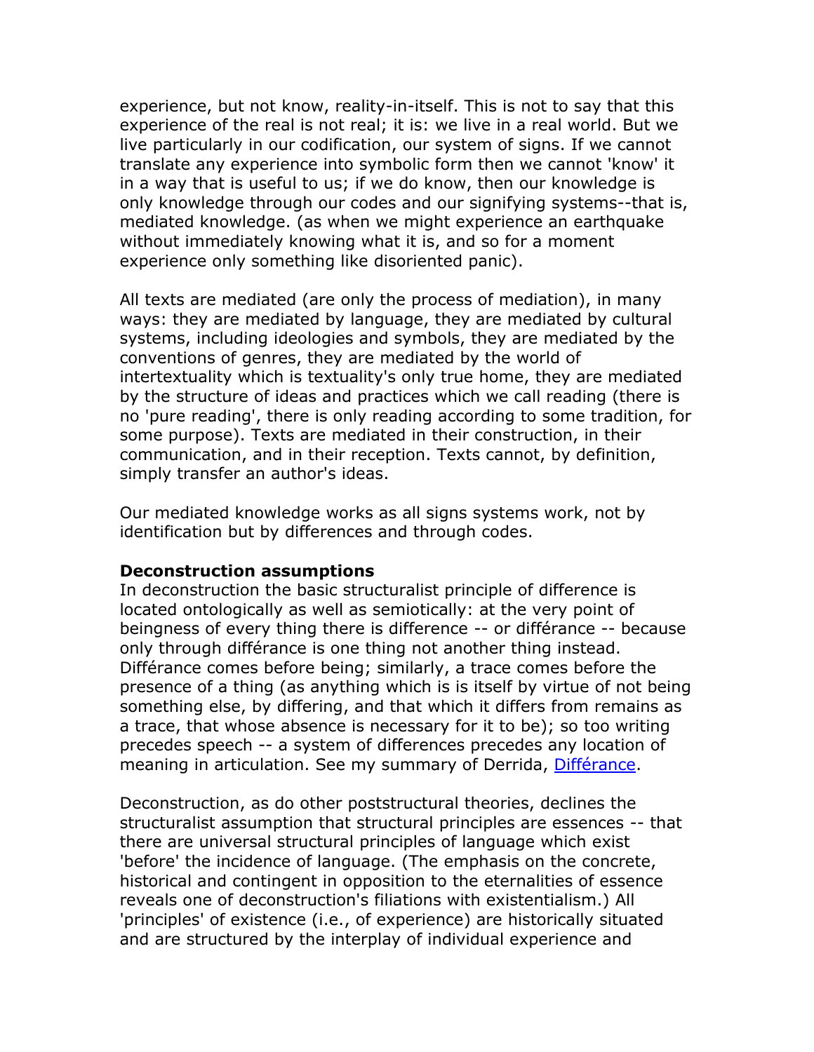experience, but not know, reality-in-itself. This is not to say that this experience of the real is not real; it is: we live in a real world. But we live particularly in our codification, our system of signs. If we cannot translate any experience into symbolic form then we cannot 'know' it in a way that is useful to us; if we do know, then our knowledge is only knowledge through our codes and our signifying systems--that is, mediated knowledge. (as when we might experience an earthquake without immediately knowing what it is, and so for a moment experience only something like disoriented panic).

All texts are mediated (are only the process of mediation), in many ways: they are mediated by language, they are mediated by cultural systems, including ideologies and symbols, they are mediated by the conventions of genres, they are mediated by the world of intertextuality which is textuality's only true home, they are mediated by the structure of ideas and practices which we call reading (there is no 'pure reading', there is only reading according to some tradition, for some purpose). Texts are mediated in their construction, in their communication, and in their reception. Texts cannot, by definition, simply transfer an author's ideas.

Our mediated knowledge works as all signs systems work, not by identification but by differences and through codes.

**Deconstruction assumptions**

In deconstruction the basic structuralist principle of difference is located ontologically as well as semiotically: at the very point of beingness of every thing there is difference -- or différance -- because only through différance is one thing not another thing instead. Différance comes before being; similarly, a trace comes before the presence of a thing (as anything which is is itself by virtue of not being something else, by differing, and that which it differs from remains as a trace, that whose absence is necessary for it to be); so too writing precedes speech -- a system of differences precedes any location of meaning in articulation. See my summary of Derrida, Différance.

Deconstruction, as do other poststructural theories, declines the structuralist assumption that structural principles are essences -- that there are universal structural principles of language which exist 'before' the incidence of language. (The emphasis on the concrete, historical and contingent in opposition to the eternalities of essence reveals one of deconstruction's filiations with existentialism.) All 'principles' of existence (i.e., of experience) are historically situated and are structured by the interplay of individual experience and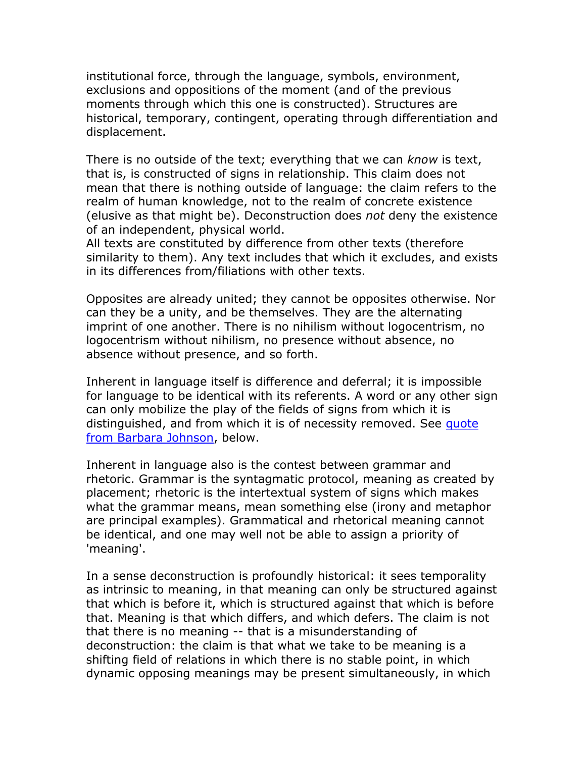institutional force, through the language, symbols, environment, exclusions and oppositions of the moment (and of the previous moments through which this one is constructed). Structures are historical, temporary, contingent, operating through differentiation and displacement.

There is no outside of the text; everything that we can *know* is text, that is, is constructed of signs in relationship. This claim does not mean that there is nothing outside of language: the claim refers to the realm of human knowledge, not to the realm of concrete existence (elusive as that might be). Deconstruction does *not* deny the existence of an independent, physical world.
All texts are constituted by difference from other texts (therefore similarity to them). Any text includes that which it excludes, and exists in its differences from/filiations with other texts.

Opposites are already united; they cannot be opposites otherwise. Nor can they be a unity, and be themselves. They are the alternating imprint of one another. There is no nihilism without logocentrism, no logocentrism without nihilism, no presence without absence, no absence without presence, and so forth.

Inherent in language itself is difference and deferral; it is impossible for language to be identical with its referents. A word or any other sign can only mobilize the play of the fields of signs from which it is distinguished, and from which it is of necessity removed. See quote from Barbara Johnson, below.

Inherent in language also is the contest between grammar and rhetoric. Grammar is the syntagmatic protocol, meaning as created by placement; rhetoric is the intertextual system of signs which makes what the grammar means, mean something else (irony and metaphor are principal examples). Grammatical and rhetorical meaning cannot be identical, and one may well not be able to assign a priority of 'meaning'.

In a sense deconstruction is profoundly historical: it sees temporality as intrinsic to meaning, in that meaning can only be structured against that which is before it, which is structured against that which is before that. Meaning is that which differs, and which defers. The claim is not that there is no meaning -- that is a misunderstanding of deconstruction: the claim is that what we take to be meaning is a shifting field of relations in which there is no stable point, in which dynamic opposing meanings may be present simultaneously, in which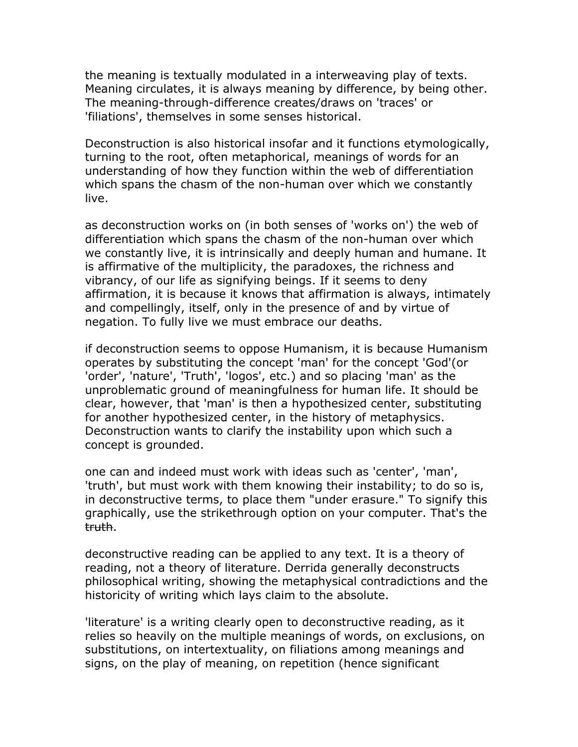the meaning is textually modulated in a interweaving play of texts. Meaning circulates, it is always meaning by difference, by being other. The meaning-through-difference creates/draws on 'traces' or 'filiations', themselves in some senses historical.

Deconstruction is also historical insofar and it functions etymologically, turning to the root, often metaphorical, meanings of words for an understanding of how they function within the web of differentiation which spans the chasm of the non-human over which we constantly live.

as deconstruction works on (in both senses of 'works on') the web of differentiation which spans the chasm of the non-human over which we constantly live, it is intrinsically and deeply human and humane. It is affirmative of the multiplicity, the paradoxes, the richness and vibrancy, of our life as signifying beings. If it seems to deny affirmation, it is because it knows that affirmation is always, intimately and compellingly, itself, only in the presence of and by virtue of negation. To fully live we must embrace our deaths.

if deconstruction seems to oppose Humanism, it is because Humanism operates by substituting the concept 'man' for the concept 'God'(or 'order', 'nature', 'Truth', 'logos', etc.) and so placing 'man' as the unproblematic ground of meaningfulness for human life. It should be clear, however, that 'man' is then a hypothesized center, substituting for another hypothesized center, in the history of metaphysics. Deconstruction wants to clarify the instability upon which such a concept is grounded.

one can and indeed must work with ideas such as 'center', 'man', 'truth', but must work with them knowing their instability; to do so is, in deconstructive terms, to place them "under erasure." To signify this graphically, use the strikethrough option on your computer. That's the ~~truth~~.

deconstructive reading can be applied to any text. It is a theory of reading, not a theory of literature. Derrida generally deconstructs philosophical writing, showing the metaphysical contradictions and the historicity of writing which lays claim to the absolute.

'literature' is a writing clearly open to deconstructive reading, as it relies so heavily on the multiple meanings of words, on exclusions, on substitutions, on intertextuality, on filiations among meanings and signs, on the play of meaning, on repetition (hence significant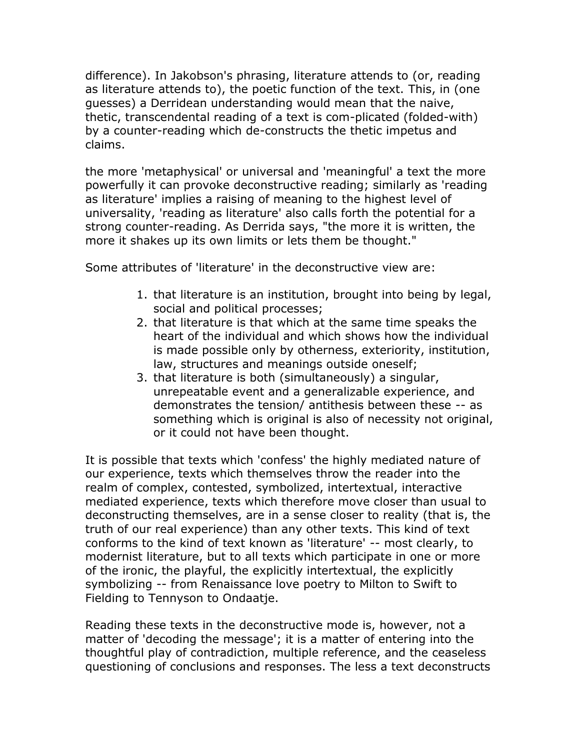difference). In Jakobson's phrasing, literature attends to (or, reading as literature attends to), the poetic function of the text. This, in (one guesses) a Derridean understanding would mean that the naive, thetic, transcendental reading of a text is com-plicated (folded-with) by a counter-reading which de-constructs the thetic impetus and claims.

the more 'metaphysical' or universal and 'meaningful' a text the more powerfully it can provoke deconstructive reading; similarly as 'reading as literature' implies a raising of meaning to the highest level of universality, 'reading as literature' also calls forth the potential for a strong counter-reading. As Derrida says, "the more it is written, the more it shakes up its own limits or lets them be thought."

Some attributes of 'literature' in the deconstructive view are:

1. that literature is an institution, brought into being by legal, social and political processes;
2. that literature is that which at the same time speaks the heart of the individual and which shows how the individual is made possible only by otherness, exteriority, institution, law, structures and meanings outside oneself;
3. that literature is both (simultaneously) a singular, unrepeatable event and a generalizable experience, and demonstrates the tension/ antithesis between these -- as something which is original is also of necessity not original, or it could not have been thought.

It is possible that texts which 'confess' the highly mediated nature of our experience, texts which themselves throw the reader into the realm of complex, contested, symbolized, intertextual, interactive mediated experience, texts which therefore move closer than usual to deconstructing themselves, are in a sense closer to reality (that is, the truth of our real experience) than any other texts. This kind of text conforms to the kind of text known as 'literature' -- most clearly, to modernist literature, but to all texts which participate in one or more of the ironic, the playful, the explicitly intertextual, the explicitly symbolizing -- from Renaissance love poetry to Milton to Swift to Fielding to Tennyson to Ondaatje.

Reading these texts in the deconstructive mode is, however, not a matter of 'decoding the message'; it is a matter of entering into the thoughtful play of contradiction, multiple reference, and the ceaseless questioning of conclusions and responses. The less a text deconstructs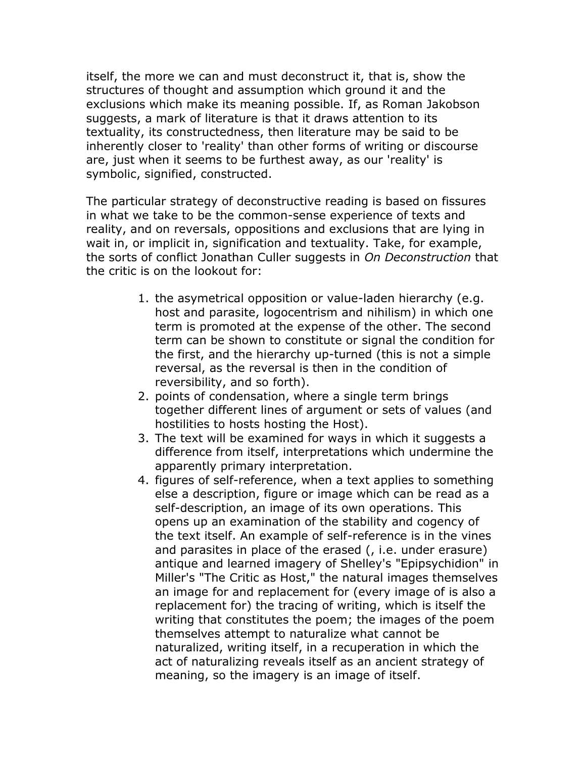itself, the more we can and must deconstruct it, that is, show the structures of thought and assumption which ground it and the exclusions which make its meaning possible. If, as Roman Jakobson suggests, a mark of literature is that it draws attention to its textuality, its constructedness, then literature may be said to be inherently closer to 'reality' than other forms of writing or discourse are, just when it seems to be furthest away, as our 'reality' is symbolic, signified, constructed.

The particular strategy of deconstructive reading is based on fissures in what we take to be the common-sense experience of texts and reality, and on reversals, oppositions and exclusions that are lying in wait in, or implicit in, signification and textuality. Take, for example, the sorts of conflict Jonathan Culler suggests in *On Deconstruction* that the critic is on the lookout for:

1. the asymetrical opposition or value-laden hierarchy (e.g. host and parasite, logocentrism and nihilism) in which one term is promoted at the expense of the other. The second term can be shown to constitute or signal the condition for the first, and the hierarchy up-turned (this is not a simple reversal, as the reversal is then in the condition of reversibility, and so forth).
2. points of condensation, where a single term brings together different lines of argument or sets of values (and hostilities to hosts hosting the Host).
3. The text will be examined for ways in which it suggests a difference from itself, interpretations which undermine the apparently primary interpretation.
4. figures of self-reference, when a text applies to something else a description, figure or image which can be read as a self-description, an image of its own operations. This opens up an examination of the stability and cogency of the text itself. An example of self-reference is in the vines and parasites in place of the erased (, i.e. under erasure) antique and learned imagery of Shelley's "Epipsychidion" in Miller's "The Critic as Host," the natural images themselves an image for and replacement for (every image of is also a replacement for) the tracing of writing, which is itself the writing that constitutes the poem; the images of the poem themselves attempt to naturalize what cannot be naturalized, writing itself, in a recuperation in which the act of naturalizing reveals itself as an ancient strategy of meaning, so the imagery is an image of itself.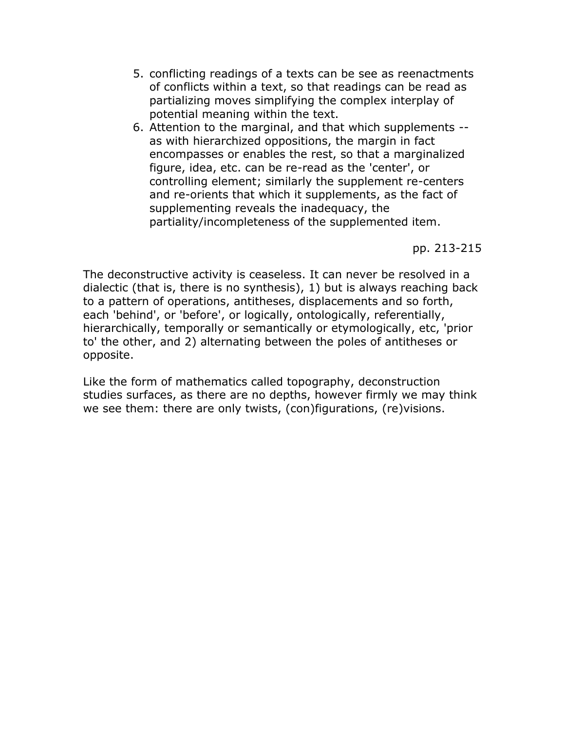5. conflicting readings of a texts can be see as reenactments of conflicts within a text, so that readings can be read as partializing moves simplifying the complex interplay of potential meaning within the text.
6. Attention to the marginal, and that which supplements -- as with hierarchized oppositions, the margin in fact encompasses or enables the rest, so that a marginalized figure, idea, etc. can be re-read as the 'center', or controlling element; similarly the supplement re-centers and re-orients that which it supplements, as the fact of supplementing reveals the inadequacy, the partiality/incompleteness of the supplemented item.

pp. 213-215

The deconstructive activity is ceaseless. It can never be resolved in a dialectic (that is, there is no synthesis), 1) but is always reaching back to a pattern of operations, antitheses, displacements and so forth, each 'behind', or 'before', or logically, ontologically, referentially, hierarchically, temporally or semantically or etymologically, etc, 'prior to' the other, and 2) alternating between the poles of antitheses or opposite.

Like the form of mathematics called topography, deconstruction studies surfaces, as there are no depths, however firmly we may think we see them: there are only twists, (con)figurations, (re)visions.